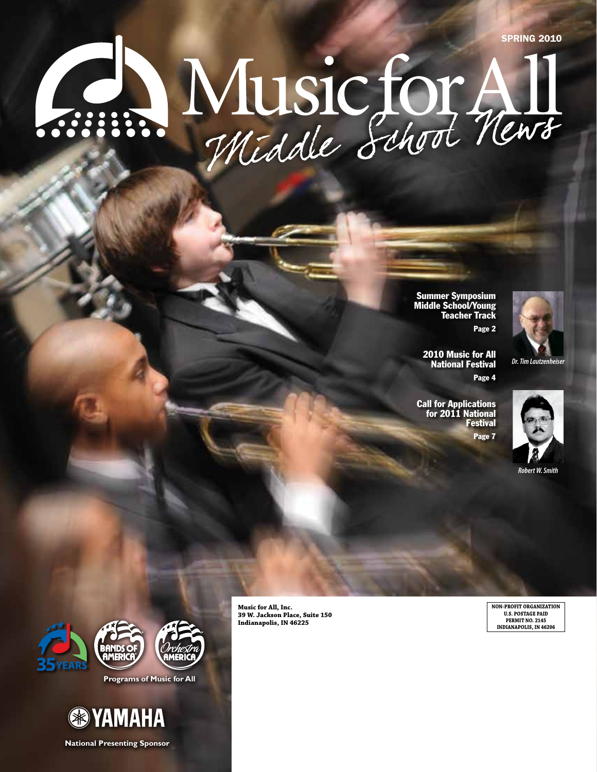SPRING 2010

# Music for All

## *Middle School News*

**Summer Symposium Middle School/Young Teacher Track**
Page 2

**2010 Music for All National Festival**
Page 4

**Call for Applications for 2011 National Festival**
Page 7

*Dr. Tim Lautzenheiser*

*Robert W. Smith*

**Music for All, Inc.**
**39 W. Jackson Place, Suite 150**
**Indianapolis, IN 46225**

NON-PROFIT ORGANIZATION
U.S. POSTAGE PAID
PERMIT NO. 2145
INDIANAPOLIS, IN 46206

35 YEARS

BANDS OF AMERICA

Orchestra AMERICA

**Programs of Music for All**

YAMAHA

**National Presenting Sponsor**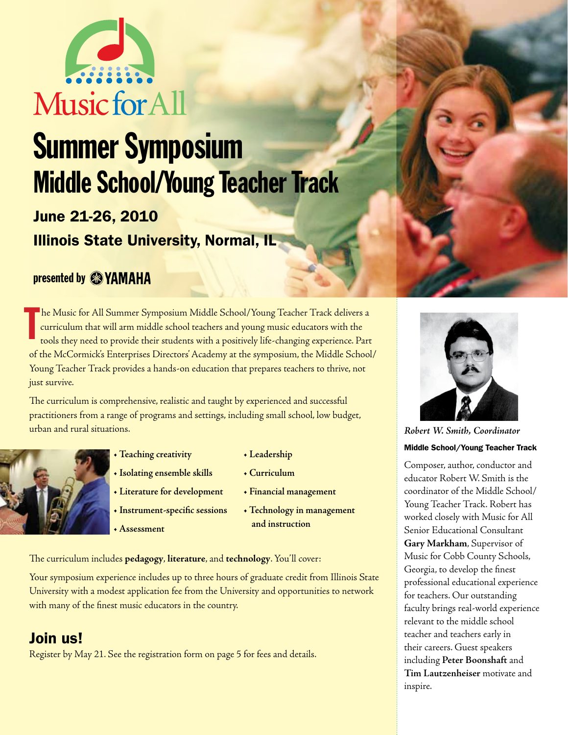Music for All

# Summer Symposium
## Middle School/Young Teacher Track

**June 21-26, 2010**

**Illinois State University, Normal, IL**

**presented by YAMAHA**

The Music for All Summer Symposium Middle School/Young Teacher Track delivers a curriculum that will arm middle school teachers and young music educators with the tools they need to provide their students with a positively life-changing experience. Part of the McCormick's Enterprises Directors' Academy at the symposium, the Middle School/Young Teacher Track provides a hands-on education that prepares teachers to thrive, not just survive.

The curriculum is comprehensive, realistic and taught by experienced and successful practitioners from a range of programs and settings, including small school, low budget, urban and rural situations.

The curriculum includes **pedagogy**, **literature**, and **technology**. You'll cover:

- **Teaching creativity**
- **Isolating ensemble skills**
- **Literature for development**
- **Instrument-specific sessions**
- **Assessment**
- **Leadership**
- **Curriculum**
- **Financial management**
- **Technology in management and instruction**

Your symposium experience includes up to three hours of graduate credit from Illinois State University with a modest application fee from the University and opportunities to network with many of the finest music educators in the country.

## Join us!

Register by May 21. See the registration form on page 5 for fees and details.

*Robert W. Smith, Coordinator*

**Middle School/Young Teacher Track**

Composer, author, conductor and educator Robert W. Smith is the coordinator of the Middle School/Young Teacher Track. Robert has worked closely with Music for All Senior Educational Consultant **Gary Markham**, Supervisor of Music for Cobb County Schools, Georgia, to develop the finest professional educational experience for teachers. Our outstanding faculty brings real-world experience relevant to the middle school teacher and teachers early in their careers. Guest speakers including **Peter Boonshaft** and **Tim Lautzenheiser** motivate and inspire.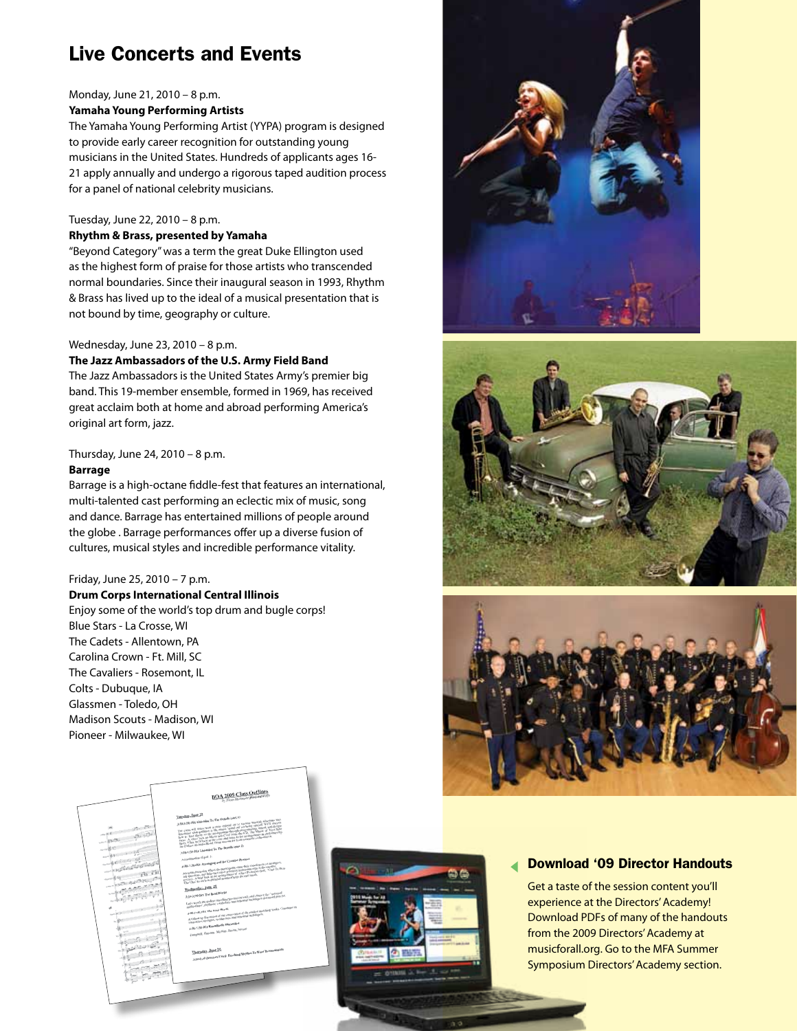## Live Concerts and Events

Monday, June 21, 2010 – 8 p.m.
**Yamaha Young Performing Artists**
The Yamaha Young Performing Artist (YYPA) program is designed to provide early career recognition for outstanding young musicians in the United States. Hundreds of applicants ages 16-21 apply annually and undergo a rigorous taped audition process for a panel of national celebrity musicians.

Tuesday, June 22, 2010 – 8 p.m.
**Rhythm & Brass, presented by Yamaha**
"Beyond Category" was a term the great Duke Ellington used as the highest form of praise for those artists who transcended normal boundaries. Since their inaugural season in 1993, Rhythm & Brass has lived up to the ideal of a musical presentation that is not bound by time, geography or culture.

Wednesday, June 23, 2010 – 8 p.m.
**The Jazz Ambassadors of the U.S. Army Field Band**
The Jazz Ambassadors is the United States Army's premier big band. This 19-member ensemble, formed in 1969, has received great acclaim both at home and abroad performing America's original art form, jazz.

Thursday, June 24, 2010 – 8 p.m.
**Barrage**
Barrage is a high-octane fiddle-fest that features an international, multi-talented cast performing an eclectic mix of music, song and dance. Barrage has entertained millions of people around the globe . Barrage performances offer up a diverse fusion of cultures, musical styles and incredible performance vitality.

Friday, June 25, 2010 – 7 p.m.
**Drum Corps International Central Illinois**
Enjoy some of the world's top drum and bugle corps!
Blue Stars - La Crosse, WI
The Cadets - Allentown, PA
Carolina Crown - Ft. Mill, SC
The Cavaliers - Rosemont, IL
Colts - Dubuque, IA
Glassmen - Toledo, OH
Madison Scouts - Madison, WI
Pioneer - Milwaukee, WI

### Download '09 Director Handouts

Get a taste of the session content you'll experience at the Directors' Academy! Download PDFs of many of the handouts from the 2009 Directors' Academy at musicforall.org. Go to the MFA Summer Symposium Directors' Academy section.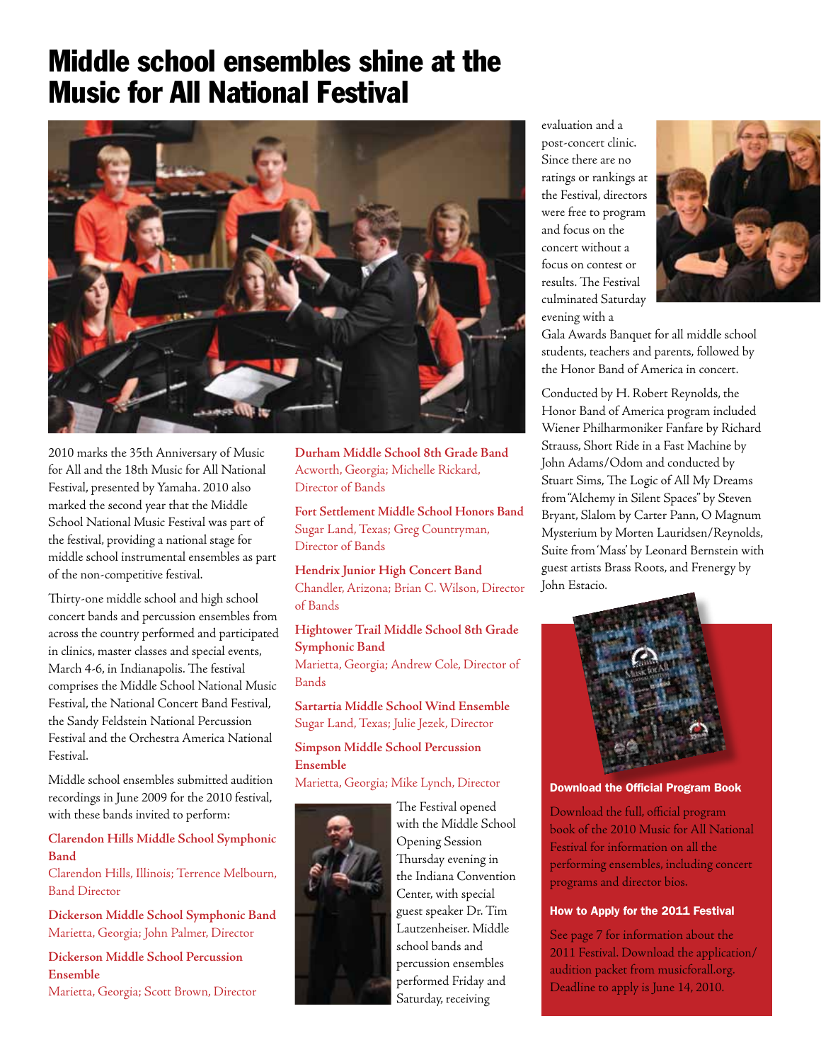# Middle school ensembles shine at the Music for All National Festival

2010 marks the 35th Anniversary of Music for All and the 18th Music for All National Festival, presented by Yamaha. 2010 also marked the second year that the Middle School National Music Festival was part of the festival, providing a national stage for middle school instrumental ensembles as part of the non-competitive festival.

Thirty-one middle school and high school concert bands and percussion ensembles from across the country performed and participated in clinics, master classes and special events, March 4-6, in Indianapolis. The festival comprises the Middle School National Music Festival, the National Concert Band Festival, the Sandy Feldstein National Percussion Festival and the Orchestra America National Festival.

Middle school ensembles submitted audition recordings in June 2009 for the 2010 festival, with these bands invited to perform:

**Clarendon Hills Middle School Symphonic Band**
Clarendon Hills, Illinois; Terrence Melbourn, Band Director

**Dickerson Middle School Symphonic Band**
Marietta, Georgia; John Palmer, Director

**Dickerson Middle School Percussion Ensemble**
Marietta, Georgia; Scott Brown, Director

**Durham Middle School 8th Grade Band**
Acworth, Georgia; Michelle Rickard, Director of Bands

**Fort Settlement Middle School Honors Band**
Sugar Land, Texas; Greg Countryman, Director of Bands

**Hendrix Junior High Concert Band**
Chandler, Arizona; Brian C. Wilson, Director of Bands

**Hightower Trail Middle School 8th Grade Symphonic Band**
Marietta, Georgia; Andrew Cole, Director of Bands

**Sartartia Middle School Wind Ensemble**
Sugar Land, Texas; Julie Jezek, Director

**Simpson Middle School Percussion Ensemble**
Marietta, Georgia; Mike Lynch, Director

The Festival opened with the Middle School Opening Session Thursday evening in the Indiana Convention Center, with special guest speaker Dr. Tim Lautzenheiser. Middle school bands and percussion ensembles performed Friday and Saturday, receiving evaluation and a post-concert clinic. Since there are no ratings or rankings at the Festival, directors were free to program and focus on the concert without a focus on contest or results. The Festival culminated Saturday evening with a Gala Awards Banquet for all middle school students, teachers and parents, followed by the Honor Band of America in concert.

Conducted by H. Robert Reynolds, the Honor Band of America program included Wiener Philharmoniker Fanfare by Richard Strauss, Short Ride in a Fast Machine by John Adams/Odom and conducted by Stuart Sims, The Logic of All My Dreams from "Alchemy in Silent Spaces" by Steven Bryant, Slalom by Carter Pann, O Magnum Mysterium by Morten Lauridsen/Reynolds, Suite from 'Mass' by Leonard Bernstein with guest artists Brass Roots, and Frenergy by John Estacio.

### Download the Official Program Book

Download the full, official program book of the 2010 Music for All National Festival for information on all the performing ensembles, including concert programs and director bios.

### How to Apply for the 2011 Festival

See page 7 for information about the 2011 Festival. Download the application/audition packet from musicforall.org. Deadline to apply is June 14, 2010.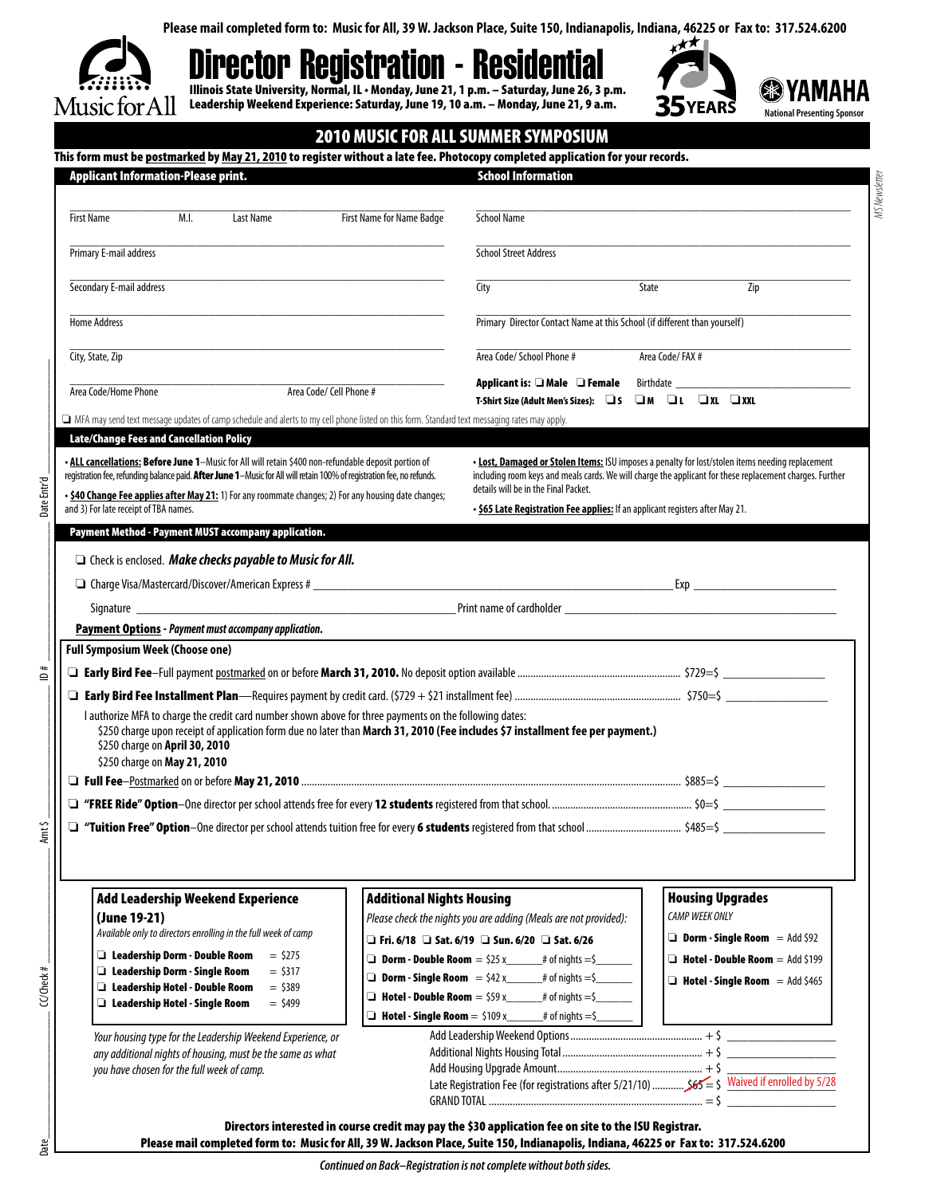**Please mail completed form to: Music for All, 39 W. Jackson Place, Suite 150, Indianapolis, Indiana, 46225 or Fax to: 317.524.6200**

# Director Registration - Residential

**Illinois State University, Normal, IL • Monday, June 21, 1 p.m. – Saturday, June 26, 3 p.m.**
**Leadership Weekend Experience: Saturday, June 19, 10 a.m. – Monday, June 21, 9 a.m.**

35 YEARS

YAMAHA National Presenting Sponsor

## 2010 MUSIC FOR ALL SUMMER SYMPOSIUM

**This form must be postmarked by May 21, 2010 to register without a late fee. Photocopy completed application for your records.**

MS Newsletter

### Applicant Information-Please print.

First Name _____ M.I. _____ Last Name _____ First Name for Name Badge _____

Primary E-mail address _____

Secondary E-mail address _____

Home Address _____

City, State, Zip _____

Area Code/Home Phone _____ Area Code/ Cell Phone # _____

❑ MFA may send text message updates of camp schedule and alerts to my cell phone listed on this form. Standard text messaging rates may apply.

### School Information

School Name _____

School Street Address _____

City _____ State _____ Zip _____

Primary Director Contact Name at this School (if different than yourself) _____

Area Code/ School Phone # _____ Area Code/ FAX # _____

**Applicant is:** ❑ **Male** ❑ **Female** Birthdate _____

**T-Shirt Size (Adult Men's Sizes):** ❑ **S** ❑ **M** ❑ **L** ❑ **XL** ❑ **XXL**

### Late/Change Fees and Cancellation Policy

- **ALL cancellations: Before June 1**–Music for All will retain $400 non-refundable deposit portion of registration fee, refunding balance paid. **After June 1**–Music for All will retain 100% of registration fee, no refunds.
- **$40 Change Fee applies after May 21:** 1) For any roommate changes; 2) For any housing date changes; and 3) For late receipt of TBA names.
- **Lost, Damaged or Stolen Items:** ISU imposes a penalty for lost/stolen items needing replacement including room keys and meals cards. We will charge the applicant for these replacement charges. Further details will be in the Final Packet.
- **$65 Late Registration Fee applies:** If an applicant registers after May 21.

### Payment Method - Payment MUST accompany application.

❑ Check is enclosed. ***Make checks payable to Music for All.***

❑ Charge Visa/Mastercard/Discover/American Express # _____ Exp _____

Signature _____ Print name of cardholder _____

**Payment Options** - *Payment must accompany application.*

**Full Symposium Week (Choose one)**

❑ **Early Bird Fee**–Full payment postmarked on or before **March 31, 2010.** No deposit option available ........ $729=$ _____

❑ **Early Bird Fee Installment Plan**—Requires payment by credit card. ($729 + $21 installment fee) ........ $750=$ _____

I authorize MFA to charge the credit card number shown above for three payments on the following dates:
$250 charge upon receipt of application form due no later than **March 31, 2010 (Fee includes $7 installment fee per payment.)**
$250 charge on **April 30, 2010**
$250 charge on **May 21, 2010**

❑ **Full Fee**–Postmarked on or before **May 21, 2010** ........ $885=$ _____

❑ **"FREE Ride" Option**–One director per school attends free for every **12 students** registered from that school. ........ $0=$ _____

❑ **"Tuition Free" Option**–One director per school attends tuition free for every **6 students** registered from that school ........ $485=$ _____

### Add Leadership Weekend Experience (June 19-21)

*Available only to directors enrolling in the full week of camp*

❑ **Leadership Dorm - Double Room** = $275
❑ **Leadership Dorm - Single Room** = $317
❑ **Leadership Hotel - Double Room** = $389
❑ **Leadership Hotel - Single Room** = $499

### Additional Nights Housing

*Please check the nights you are adding (Meals are not provided):*

❑ **Fri. 6/18** ❑ **Sat. 6/19** ❑ **Sun. 6/20** ❑ **Sat. 6/26**

❑ **Dorm - Double Room** = $25 x_____# of nights =$_____
❑ **Dorm - Single Room** = $42 x_____# of nights =$_____
❑ **Hotel - Double Room** = $59 x_____# of nights =$_____
❑ **Hotel - Single Room** = $109 x_____# of nights =$_____

### Housing Upgrades

*CAMP WEEK ONLY*

❑ **Dorm - Single Room** = Add $92
❑ **Hotel - Double Room** = Add $199
❑ **Hotel - Single Room** = Add $465

*Your housing type for the Leadership Weekend Experience, or any additional nights of housing, must be the same as what you have chosen for the full week of camp.*

Add Leadership Weekend Options ........ + $ _____
Additional Nights Housing Total ........ + $ _____
Add Housing Upgrade Amount ........ + $ _____
Late Registration Fee (for registrations after 5/21/10) ........ ~~$65~~ = $ Waived if enrolled by 5/28
GRAND TOTAL ........ = $ _____

**Directors interested in course credit may pay the $30 application fee on site to the ISU Registrar.**

**Please mail completed form to: Music for All, 39 W. Jackson Place, Suite 150, Indianapolis, Indiana, 46225 or Fax to: 317.524.6200**

*Continued on Back–Registration is not complete without both sides.*

Date Entr'd _____ ID # _____ Amt $ _____ CC/Check # _____ Date _____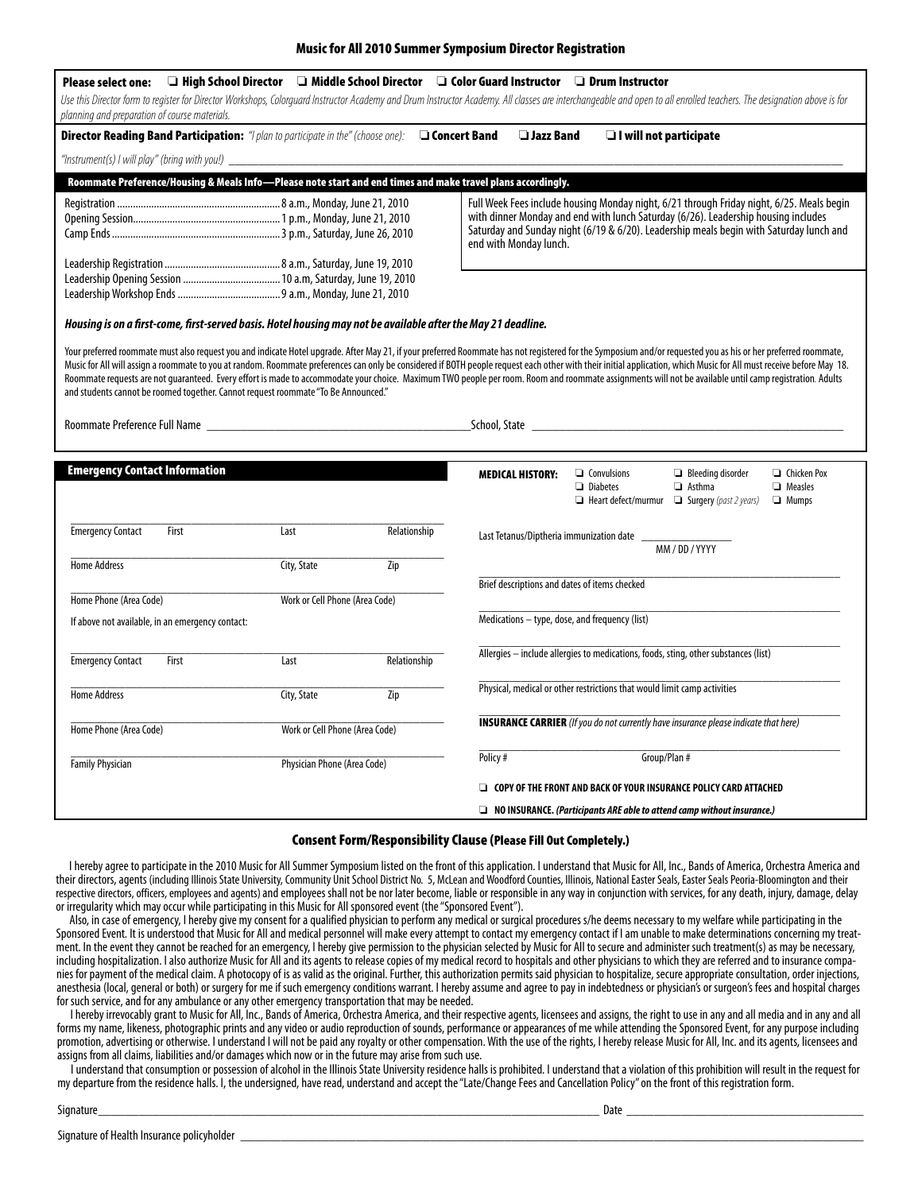# Music for All 2010 Summer Symposium Director Registration

**Please select one:** ❑ **High School Director** ❑ **Middle School Director** ❑ **Color Guard Instructor** ❑ **Drum Instructor**

*Use this Director form to register for Director Workshops, Colorguard Instructor Academy and Drum Instructor Academy. All classes are interchangeable and open to all enrolled teachers. The designation above is for planning and preparation of course materials.*

**Director Reading Band Participation:** *"I plan to participate in the" (choose one):* ❑ **Concert Band** ❑ **Jazz Band** ❑ **I will not participate**

*"Instrument(s) I will play" (bring with you!)* ______________________________

## Roommate Preference/Housing & Meals Info—Please note start and end times and make travel plans accordingly.

Registration .......... 8 a.m., Monday, June 21, 2010
Opening Session.......... 1 p.m., Monday, June 21, 2010
Camp Ends .......... 3 p.m., Saturday, June 26, 2010

Leadership Registration .......... 8 a.m., Saturday, June 19, 2010
Leadership Opening Session .......... 10 a.m, Saturday, June 19, 2010
Leadership Workshop Ends .......... 9 a.m., Monday, June 21, 2010

Full Week Fees include housing Monday night, 6/21 through Friday night, 6/25. Meals begin with dinner Monday and end with lunch Saturday (6/26). Leadership housing includes Saturday and Sunday night (6/19 & 6/20). Leadership meals begin with Saturday lunch and end with Monday lunch.

***Housing is on a first-come, first-served basis. Hotel housing may not be available after the May 21 deadline.***

Your preferred roommate must also request you and indicate Hotel upgrade. After May 21, if your preferred Roommate has not registered for the Symposium and/or requested you as his or her preferred roommate, Music for All will assign a roommate to you at random. Roommate preferences can only be considered if BOTH people request each other with their initial application, which Music for All must receive before May 18. Roommate requests are not guaranteed. Every effort is made to accommodate your choice. Maximum TWO people per room. Room and roommate assignments will not be available until camp registration. Adults and students cannot be roomed together. Cannot request roommate "To Be Announced."

Roommate Preference Full Name ______________________________ School, State ______________________________

## Emergency Contact Information

Emergency Contact First ______ Last ______ Relationship ______

Home Address ______ City, State ______ Zip ______

Home Phone (Area Code) ______ Work or Cell Phone (Area Code) ______

If above not available, in an emergency contact:

Emergency Contact First ______ Last ______ Relationship ______

Home Address ______ City, State ______ Zip ______

Home Phone (Area Code) ______ Work or Cell Phone (Area Code) ______

Family Physician ______ Physician Phone (Area Code) ______

**MEDICAL HISTORY:** ❑ Convulsions ❑ Diabetes ❑ Heart defect/murmur ❑ Bleeding disorder ❑ Asthma ❑ Surgery *(past 2 years)* ❑ Chicken Pox ❑ Measles ❑ Mumps

Last Tetanus/Diptheria immunization date ______ MM / DD / YYYY

Brief descriptions and dates of items checked ______________________________

Medications – type, dose, and frequency (list) ______________________________

Allergies – include allergies to medications, foods, sting, other substances (list) ______________________________

Physical, medical or other restrictions that would limit camp activities ______________________________

**INSURANCE CARRIER** *(If you do not currently have insurance please indicate that here)* ______________________________

Policy # ______ Group/Plan # ______

❑ **COPY OF THE FRONT AND BACK OF YOUR INSURANCE POLICY CARD ATTACHED**

❑ **NO INSURANCE.** ***(Participants ARE able to attend camp without insurance.)***

## Consent Form/Responsibility Clause (Please Fill Out Completely.)

I hereby agree to participate in the 2010 Music for All Summer Symposium listed on the front of this application. I understand that Music for All, Inc., Bands of America, Orchestra America and their directors, agents (including Illinois State University, Community Unit School District No. 5, McLean and Woodford Counties, Illinois, National Easter Seals, Easter Seals Peoria-Bloomington and their respective directors, officers, employees and agents) and employees shall not be nor later become, liable or responsible in any way in conjunction with services, for any death, injury, damage, delay or irregularity which may occur while participating in this Music for All sponsored event (the "Sponsored Event").

Also, in case of emergency, I hereby give my consent for a qualified physician to perform any medical or surgical procedures s/he deems necessary to my welfare while participating in the Sponsored Event. It is understood that Music for All and medical personnel will make every attempt to contact my emergency contact if I am unable to make determinations concerning my treatment. In the event they cannot be reached for an emergency, I hereby give permission to the physician selected by Music for All to secure and administer such treatment(s) as may be necessary, including hospitalization. I also authorize Music for All and its agents to release copies of my medical record to hospitals and other physicians to which they are referred and to insurance companies for payment of the medical claim. A photocopy of is as valid as the original. Further, this authorization permits said physician to hospitalize, secure appropriate consultation, order injections, anesthesia (local, general or both) or surgery for me if such emergency conditions warrant. I hereby assume and agree to pay in indebtedness or physician's or surgeon's fees and hospital charges for such service, and for any ambulance or any other emergency transportation that may be needed.

I hereby irrevocably grant to Music for All, Inc., Bands of America, Orchestra America, and their respective agents, licensees and assigns, the right to use in any and all media and in any and all forms my name, likeness, photographic prints and any video or audio reproduction of sounds, performance or appearances of me while attending the Sponsored Event, for any purpose including promotion, advertising or otherwise. I understand I will not be paid any royalty or other compensation. With the use of the rights, I hereby release Music for All, Inc. and its agents, licensees and assigns from all claims, liabilities and/or damages which now or in the future may arise from such use.

I understand that consumption or possession of alcohol in the Illinois State University residence halls is prohibited. I understand that a violation of this prohibition will result in the request for my departure from the residence halls. I, the undersigned, have read, understand and accept the "Late/Change Fees and Cancellation Policy" on the front of this registration form.

Signature______________________________ Date ______________________________

Signature of Health Insurance policyholder ______________________________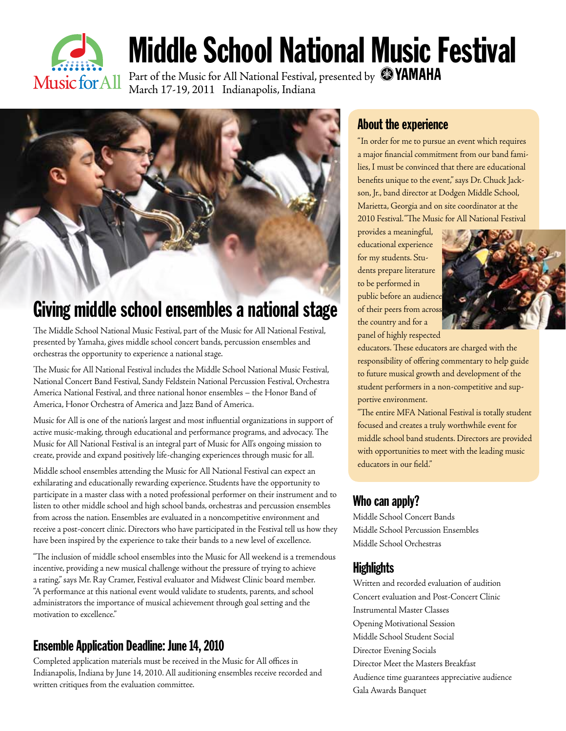# Middle School National Music Festival

Part of the Music for All National Festival, presented by YAMAHA
March 17-19, 2011 Indianapolis, Indiana

## Giving middle school ensembles a national stage

The Middle School National Music Festival, part of the Music for All National Festival, presented by Yamaha, gives middle school concert bands, percussion ensembles and orchestras the opportunity to experience a national stage.

The Music for All National Festival includes the Middle School National Music Festival, National Concert Band Festival, Sandy Feldstein National Percussion Festival, Orchestra America National Festival, and three national honor ensembles – the Honor Band of America, Honor Orchestra of America and Jazz Band of America.

Music for All is one of the nation's largest and most influential organizations in support of active music-making, through educational and performance programs, and advocacy. The Music for All National Festival is an integral part of Music for All's ongoing mission to create, provide and expand positively life-changing experiences through music for all.

Middle school ensembles attending the Music for All National Festival can expect an exhilarating and educationally rewarding experience. Students have the opportunity to participate in a master class with a noted professional performer on their instrument and to listen to other middle school and high school bands, orchestras and percussion ensembles from across the nation. Ensembles are evaluated in a noncompetitive environment and receive a post-concert clinic. Directors who have participated in the Festival tell us how they have been inspired by the experience to take their bands to a new level of excellence.

"The inclusion of middle school ensembles into the Music for All weekend is a tremendous incentive, providing a new musical challenge without the pressure of trying to achieve a rating," says Mr. Ray Cramer, Festival evaluator and Midwest Clinic board member. "A performance at this national event would validate to students, parents, and school administrators the importance of musical achievement through goal setting and the motivation to excellence."

### Ensemble Application Deadline: June 14, 2010

Completed application materials must be received in the Music for All offices in Indianapolis, Indiana by June 14, 2010. All auditioning ensembles receive recorded and written critiques from the evaluation committee.

### About the experience

"In order for me to pursue an event which requires a major financial commitment from our band families, I must be convinced that there are educational benefits unique to the event," says Dr. Chuck Jackson, Jr., band director at Dodgen Middle School, Marietta, Georgia and on site coordinator at the 2010 Festival. "The Music for All National Festival provides a meaningful, educational experience for my students. Students prepare literature to be performed in public before an audience of their peers from across the country and for a panel of highly respected educators. These educators are charged with the responsibility of offering commentary to help guide to future musical growth and development of the student performers in a non-competitive and supportive environment.

"The entire MFA National Festival is totally student focused and creates a truly worthwhile event for middle school band students. Directors are provided with opportunities to meet with the leading music educators in our field."

### Who can apply?

Middle School Concert Bands
Middle School Percussion Ensembles
Middle School Orchestras

### Highlights

Written and recorded evaluation of audition
Concert evaluation and Post-Concert Clinic
Instrumental Master Classes
Opening Motivational Session
Middle School Student Social
Director Evening Socials
Director Meet the Masters Breakfast
Audience time guarantees appreciative audience
Gala Awards Banquet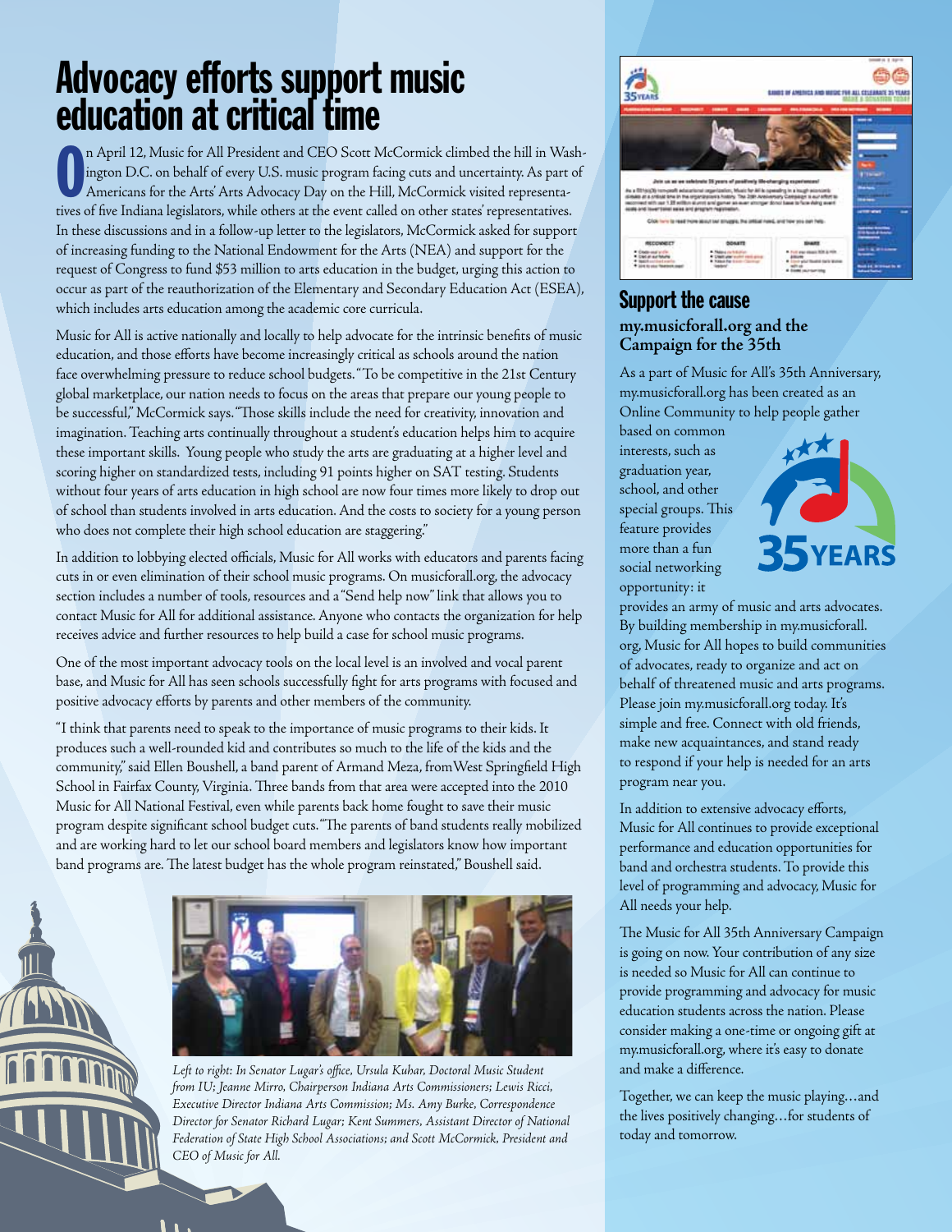# Advocacy efforts support music education at critical time

On April 12, Music for All President and CEO Scott McCormick climbed the hill in Washington D.C. on behalf of every U.S. music program facing cuts and uncertainty. As part of Americans for the Arts' Arts Advocacy Day on the Hill, McCormick visited representatives of five Indiana legislators, while others at the event called on other states' representatives. In these discussions and in a follow-up letter to the legislators, McCormick asked for support of increasing funding to the National Endowment for the Arts (NEA) and support for the request of Congress to fund $53 million to arts education in the budget, urging this action to occur as part of the reauthorization of the Elementary and Secondary Education Act (ESEA), which includes arts education among the academic core curricula.

Music for All is active nationally and locally to help advocate for the intrinsic benefits of music education, and those efforts have become increasingly critical as schools around the nation face overwhelming pressure to reduce school budgets. "To be competitive in the 21st Century global marketplace, our nation needs to focus on the areas that prepare our young people to be successful," McCormick says. "Those skills include the need for creativity, innovation and imagination. Teaching arts continually throughout a student's education helps him to acquire these important skills. Young people who study the arts are graduating at a higher level and scoring higher on standardized tests, including 91 points higher on SAT testing. Students without four years of arts education in high school are now four times more likely to drop out of school than students involved in arts education. And the costs to society for a young person who does not complete their high school education are staggering."

In addition to lobbying elected officials, Music for All works with educators and parents facing cuts in or even elimination of their school music programs. On musicforall.org, the advocacy section includes a number of tools, resources and a "Send help now" link that allows you to contact Music for All for additional assistance. Anyone who contacts the organization for help receives advice and further resources to help build a case for school music programs.

One of the most important advocacy tools on the local level is an involved and vocal parent base, and Music for All has seen schools successfully fight for arts programs with focused and positive advocacy efforts by parents and other members of the community.

"I think that parents need to speak to the importance of music programs to their kids. It produces such a well-rounded kid and contributes so much to the life of the kids and the community," said Ellen Boushell, a band parent of Armand Meza, from West Springfield High School in Fairfax County, Virginia. Three bands from that area were accepted into the 2010 Music for All National Festival, even while parents back home fought to save their music program despite significant school budget cuts. "The parents of band students really mobilized and are working hard to let our school board members and legislators know how important band programs are. The latest budget has the whole program reinstated," Boushell said.

*Left to right: In Senator Lugar's office, Ursula Kuhar, Doctoral Music Student from IU; Jeanne Mirro, Chairperson Indiana Arts Commissioners; Lewis Ricci, Executive Director Indiana Arts Commission; Ms. Amy Burke, Correspondence Director for Senator Richard Lugar; Kent Summers, Assistant Director of National Federation of State High School Associations; and Scott McCormick, President and CEO of Music for All.*

## Support the cause

### my.musicforall.org and the Campaign for the 35th

As a part of Music for All's 35th Anniversary, my.musicforall.org has been created as an Online Community to help people gather based on common interests, such as graduation year, school, and other special groups. This feature provides more than a fun social networking opportunity: it provides an army of music and arts advocates. By building membership in my.musicforall.org, Music for All hopes to build communities of advocates, ready to organize and act on behalf of threatened music and arts programs. Please join my.musicforall.org today. It's simple and free. Connect with old friends, make new acquaintances, and stand ready to respond if your help is needed for an arts program near you.

In addition to extensive advocacy efforts, Music for All continues to provide exceptional performance and education opportunities for band and orchestra students. To provide this level of programming and advocacy, Music for All needs your help.

The Music for All 35th Anniversary Campaign is going on now. Your contribution of any size is needed so Music for All can continue to provide programming and advocacy for music education students across the nation. Please consider making a one-time or ongoing gift at my.musicforall.org, where it's easy to donate and make a difference.

Together, we can keep the music playing…and the lives positively changing…for students of today and tomorrow.